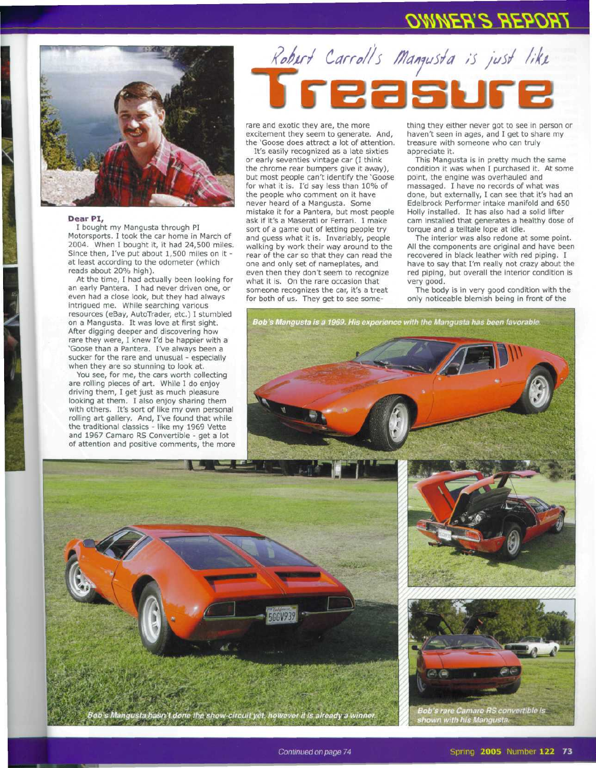# Robert Carroll's Mangusta is just like Treasure

**Dear PI,**

I bought my Mangusta through PI Motorsports. I took the car home in March of 2004. When I bought it, it had 24,500 miles. Since then, I've put about 1,500 miles on it - at least according to the odometer (which reads about 20% high).

At the time, I had actually been looking for an early Pantera. I had never driven one, or even had a close look, but they had always intrigued me. While searching various resources (eBay, AutoTrader, etc.) I stumbled on a Mangusta. It was love at first sight. After digging deeper and discovering how rare they were, I knew I'd be happier with a 'Goose than a Pantera. I've always been a sucker for the rare and unusual - especially when they are so stunning to look at.

You see, for me, the cars worth collecting are rolling pieces of art. While I do enjoy driving them, I get just as much pleasure looking at them. I also enjoy sharing them with others. It's sort of like my own personal rolling art gallery. And, I've found that while the traditional classics - like my 1969 Vette and 1967 Camaro RS Convertible - get a lot of attention and positive comments, the more rare and exotic they are, the more excitement they seem to generate. And, the 'Goose does attract a lot of attention.

It's easily recognized as a late sixties or early seventies vintage car (I think the chrome rear bumpers give it away), but most people can't identify the 'Goose for what it is. I'd say less than 10% of the people who comment on it have never heard of a Mangusta. Some mistake it for a Pantera, but most people ask if it's a Maserati or Ferrari. I make sort of a game out of letting people try and guess what it is. Invariably, people walking by work their way around to the rear of the car so that they can read the one and only set of nameplates, and even then they don't seem to recognize what it is. On the rare occasion that someone recognizes the car, it's a treat for both of us. They get to see something they either never got to see in person or haven't seen in ages, and I get to share my treasure with someone who can truly appreciate it.

This Mangusta is in pretty much the same condition it was when I purchased it. At some point, the engine was overhauled and massaged. I have no records of what was done, but externally, I can see that it's had an Edelbrock Performer intake manifold and 650 Holly installed. It has also had a solid lifter cam installed that generates a healthy dose of torque and a telltale lope at idle.

The interior was also redone at some point. All the components are original and have been recovered in black leather with red piping. I have to say that I'm really not crazy about the red piping, but overall the interior condition is very good.

The body is in very good condition with the only noticeable blemish being in front of the

*Continued on page 74*

*Bob's Mangusta is a 1969. His experience with the Mangusta has been favorable.*

*Bob's Mangusta hasn't done the show-circuit yet, however it is already a winner.*

*Bob's rare Camaro RS convertible is shown with his Mangusta.*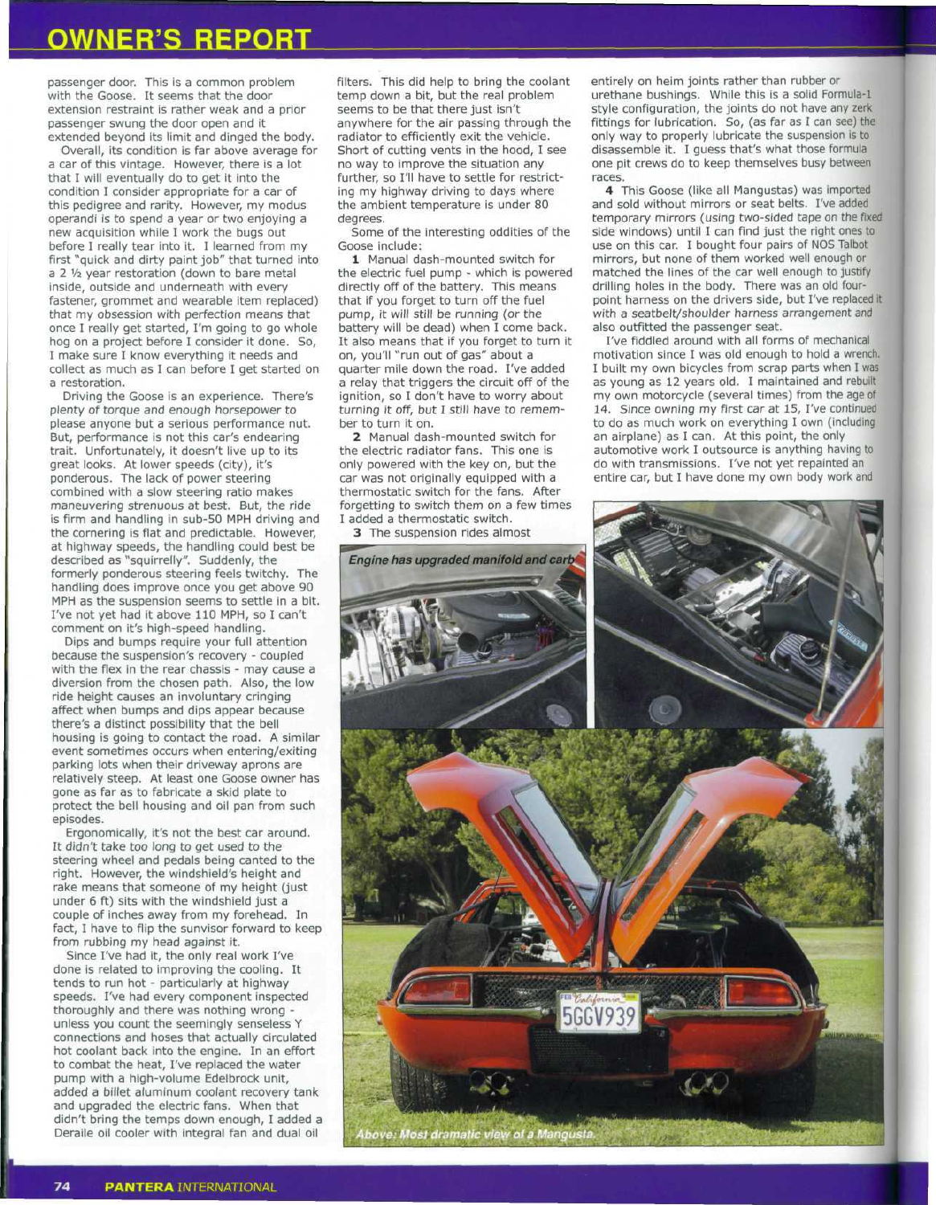## OWNER'S REPORT

passenger door. This is a common problem with the Goose. It seems that the door extension restraint is rather weak and a prior passenger swung the door open and it extended beyond its limit and dinged the body.

Overall, its condition is far above average for a car of this vintage. However, there is a lot that I will eventually do to get it into the condition I consider appropriate for a car of this pedigree and rarity. However, my modus operandi is to spend a year or two enjoying a new acquisition while I work the bugs out before I really tear into it. I learned from my first "quick and dirty paint job" that turned into a 2 ½ year restoration (down to bare metal inside, outside and underneath with every fastener, grommet and wearable item replaced) that my obsession with perfection means that once I really get started, I'm going to go whole hog on a project before I consider it done. So, I make sure I know everything it needs and collect as much as I can before I get started on a restoration.

Driving the Goose is an experience. There's plenty of torque and enough horsepower to please anyone but a serious performance nut. But, performance is not this car's endearing trait. Unfortunately, it doesn't live up to its great looks. At lower speeds (city), it's ponderous. The lack of power steering combined with a slow steering ratio makes maneuvering strenuous at best. But, the ride is firm and handling in sub-50 MPH driving and the cornering is flat and predictable. However, at highway speeds, the handling could best be described as "squirrelly". Suddenly, the formerly ponderous steering feels twitchy. The handling does improve once you get above 90 MPH as the suspension seems to settle in a bit. I've not yet had it above 110 MPH, so I can't comment on it's high-speed handling.

Dips and bumps require your full attention because the suspension's recovery - coupled with the flex in the rear chassis - may cause a diversion from the chosen path. Also, the low ride height causes an involuntary cringing affect when bumps and dips appear because there's a distinct possibility that the bell housing is going to contact the road. A similar event sometimes occurs when entering/exiting parking lots when their driveway aprons are relatively steep. At least one Goose owner has gone as far as to fabricate a skid plate to protect the bell housing and oil pan from such episodes.

Ergonomically, it's not the best car around. It didn't take too long to get used to the steering wheel and pedals being canted to the right. However, the windshield's height and rake means that someone of my height (just under 6 ft) sits with the windshield just a couple of inches away from my forehead. In fact, I have to flip the sunvisor forward to keep from rubbing my head against it.

Since I've had it, the only real work I've done is related to improving the cooling. It tends to run hot - particularly at highway speeds. I've had every component inspected thoroughly and there was nothing wrong - unless you count the seemingly senseless Y connections and hoses that actually circulated hot coolant back into the engine. In an effort to combat the heat, I've replaced the water pump with a high-volume Edelbrock unit, added a billet aluminum coolant recovery tank and upgraded the electric fans. When that didn't bring the temps down enough, I added a Deraile oil cooler with integral fan and dual oil filters. This did help to bring the coolant temp down a bit, but the real problem seems to be that there just isn't anywhere for the air passing through the radiator to efficiently exit the vehicle. Short of cutting vents in the hood, I see no way to improve the situation any further, so I'll have to settle for restricting my highway driving to days where the ambient temperature is under 80 degrees.

Some of the interesting oddities of the Goose include:

**1** Manual dash-mounted switch for the electric fuel pump - which is powered directly off of the battery. This means that if you forget to turn off the fuel pump, it will still be running (or the battery will be dead) when I come back. It also means that if you forget to turn it on, you'll "run out of gas" about a quarter mile down the road. I've added a relay that triggers the circuit off of the ignition, so I don't have to worry about turning it off, but I still have to remember to turn it on.

**2** Manual dash-mounted switch for the electric radiator fans. This one is only powered with the key on, but the car was not originally equipped with a thermostatic switch for the fans. After forgetting to switch them on a few times I added a thermostatic switch.

**3** The suspension rides almost entirely on heim joints rather than rubber or urethane bushings. While this is a solid Formula-1 style configuration, the joints do not have any zerk fittings for lubrication. So, (as far as I can see) the only way to properly lubricate the suspension is to disassemble it. I guess that's what those formula one pit crews do to keep themselves busy between races.

**4** This Goose (like all Mangustas) was imported and sold without mirrors or seat belts. I've added temporary mirrors (using two-sided tape on the fixed side windows) until I can find just the right ones to use on this car. I bought four pairs of NOS Talbot mirrors, but none of them worked well enough or matched the lines of the car well enough to justify drilling holes in the body. There was an old four-point harness on the drivers side, but I've replaced it with a seatbelt/shoulder harness arrangement and also outfitted the passenger seat.

I've fiddled around with all forms of mechanical motivation since I was old enough to hold a wrench. I built my own bicycles from scrap parts when I was as young as 12 years old. I maintained and rebuilt my own motorcycle (several times) from the age of 14. Since owning my first car at 15, I've continued to do as much work on everything I own (including an airplane) as I can. At this point, the only automotive work I outsource is anything having to do with transmissions. I've not yet repainted an entire car, but I have done my own body work and

*Engine has upgraded manifold and carb*

*Above: Most dramatic view of a Mangusta.*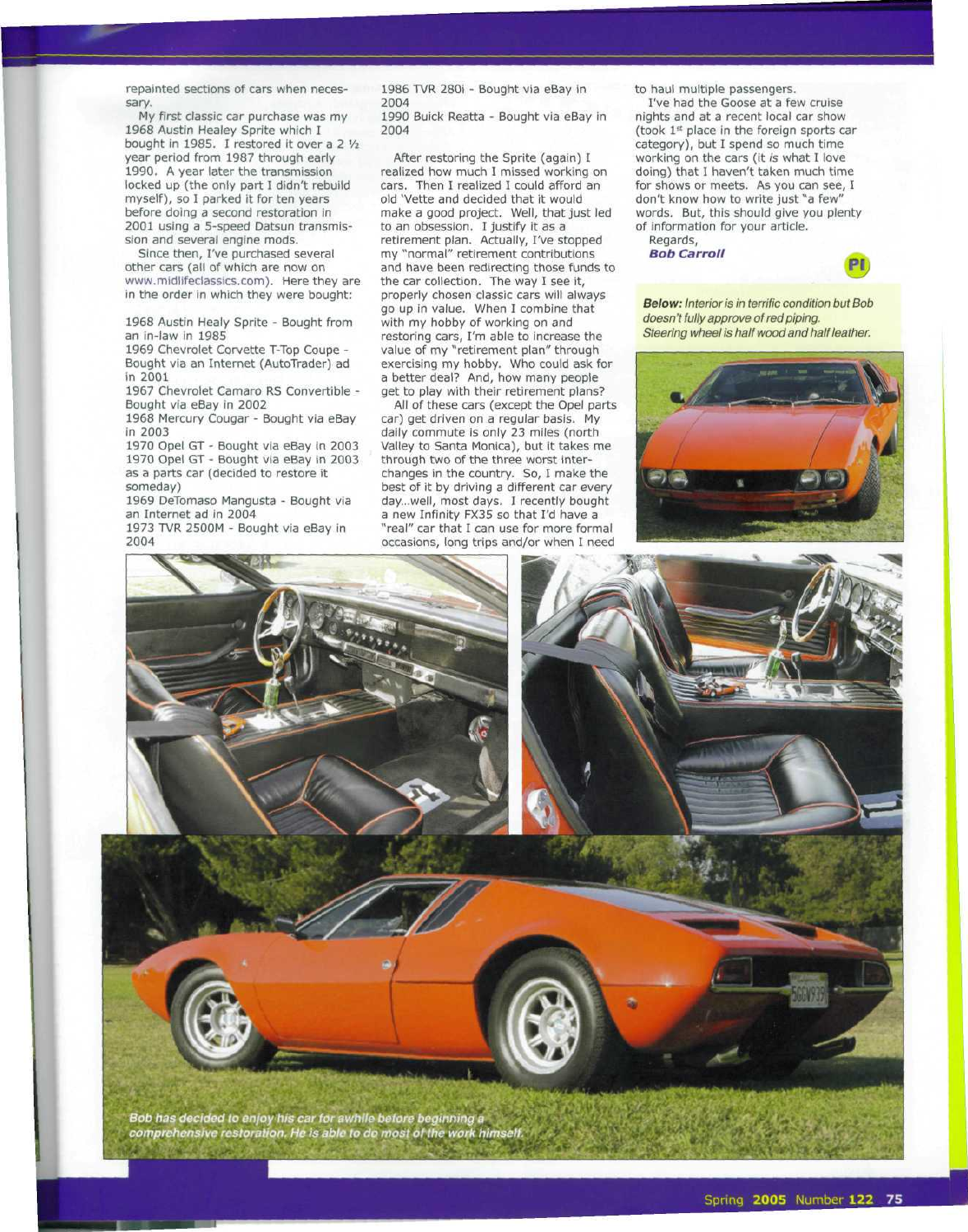repainted sections of cars when necessary.

My first classic car purchase was my 1968 Austin Healey Sprite which I bought in 1985. I restored it over a 2 ½ year period from 1987 through early 1990. A year later the transmission locked up (the only part I didn't rebuild myself), so I parked it for ten years before doing a second restoration in 2001 using a 5-speed Datsun transmission and several engine mods.

Since then, I've purchased several other cars (all of which are now on www.midlifeclassics.com). Here they are in the order in which they were bought:

1968 Austin Healy Sprite - Bought from an in-law in 1985
1969 Chevrolet Corvette T-Top Coupe - Bought via an Internet (AutoTrader) ad in 2001
1967 Chevrolet Camaro RS Convertible - Bought via eBay in 2002
1968 Mercury Cougar - Bought via eBay in 2003
1970 Opel GT - Bought via eBay in 2003
1970 Opel GT - Bought via eBay in 2003 as a parts car (decided to restore it someday)
1969 DeTomaso Mangusta - Bought via an Internet ad in 2004
1973 TVR 2500M - Bought via eBay in 2004
1986 TVR 280i - Bought via eBay in 2004
1990 Buick Reatta - Bought via eBay in 2004

After restoring the Sprite (again) I realized how much I missed working on cars. Then I realized I could afford an old 'Vette and decided that it would make a good project. Well, that just led to an obsession. I justify it as a retirement plan. Actually, I've stopped my "normal" retirement contributions and have been redirecting those funds to the car collection. The way I see it, properly chosen classic cars will always go up in value. When I combine that with my hobby of working on and restoring cars, I'm able to increase the value of my "retirement plan" through exercising my hobby. Who could ask for a better deal? And, how many people get to play with their retirement plans?

All of these cars (except the Opel parts car) get driven on a regular basis. My daily commute is only 23 miles (north Valley to Santa Monica), but it takes me through two of the three worst interchanges in the country. So, I make the best of it by driving a different car every day...well, most days. I recently bought a new Infinity FX35 so that I'd have a "real" car that I can use for more formal occasions, long trips and/or when I need to haul multiple passengers.

I've had the Goose at a few cruise nights and at a recent local car show (took 1st place in the foreign sports car category), but I spend so much time working on the cars (it *is* what I love doing) that I haven't taken much time for shows or meets. As you can see, I don't know how to write just "a few" words. But, this should give you plenty of information for your article.

Regards,
***Bob Carroll***

***Below:** Interior is in terrific condition but Bob doesn't fully approve of red piping. Steering wheel is half wood and half leather.*

Bob has decided to enjoy his car for awhile before beginning a comprehensive restoration. He is able to do most of the work himself.